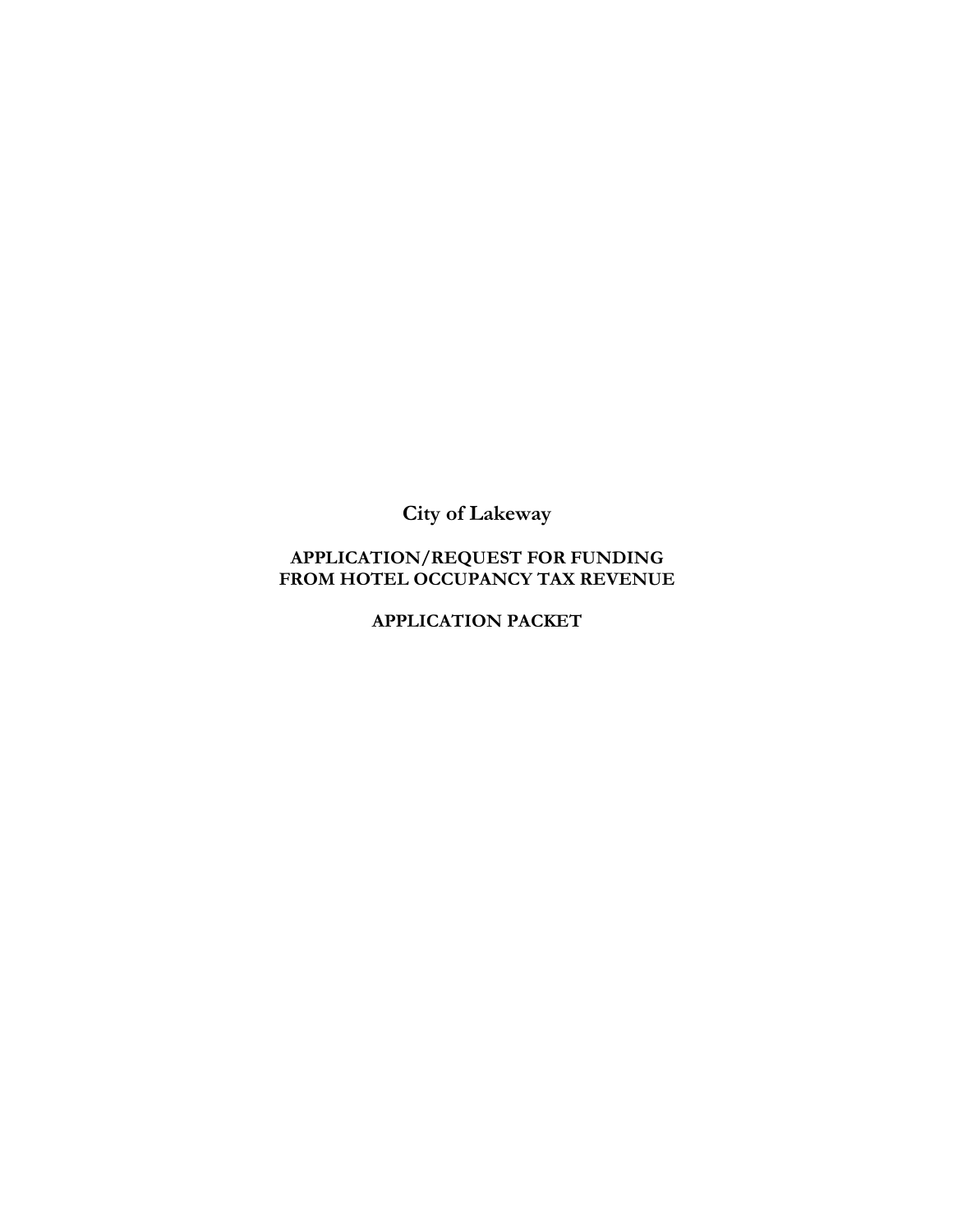# City of Lakeway

## APPLICATION/REQUEST FOR FUNDING FROM HOTEL OCCUPANCY TAX REVENUE

## APPLICATION PACKET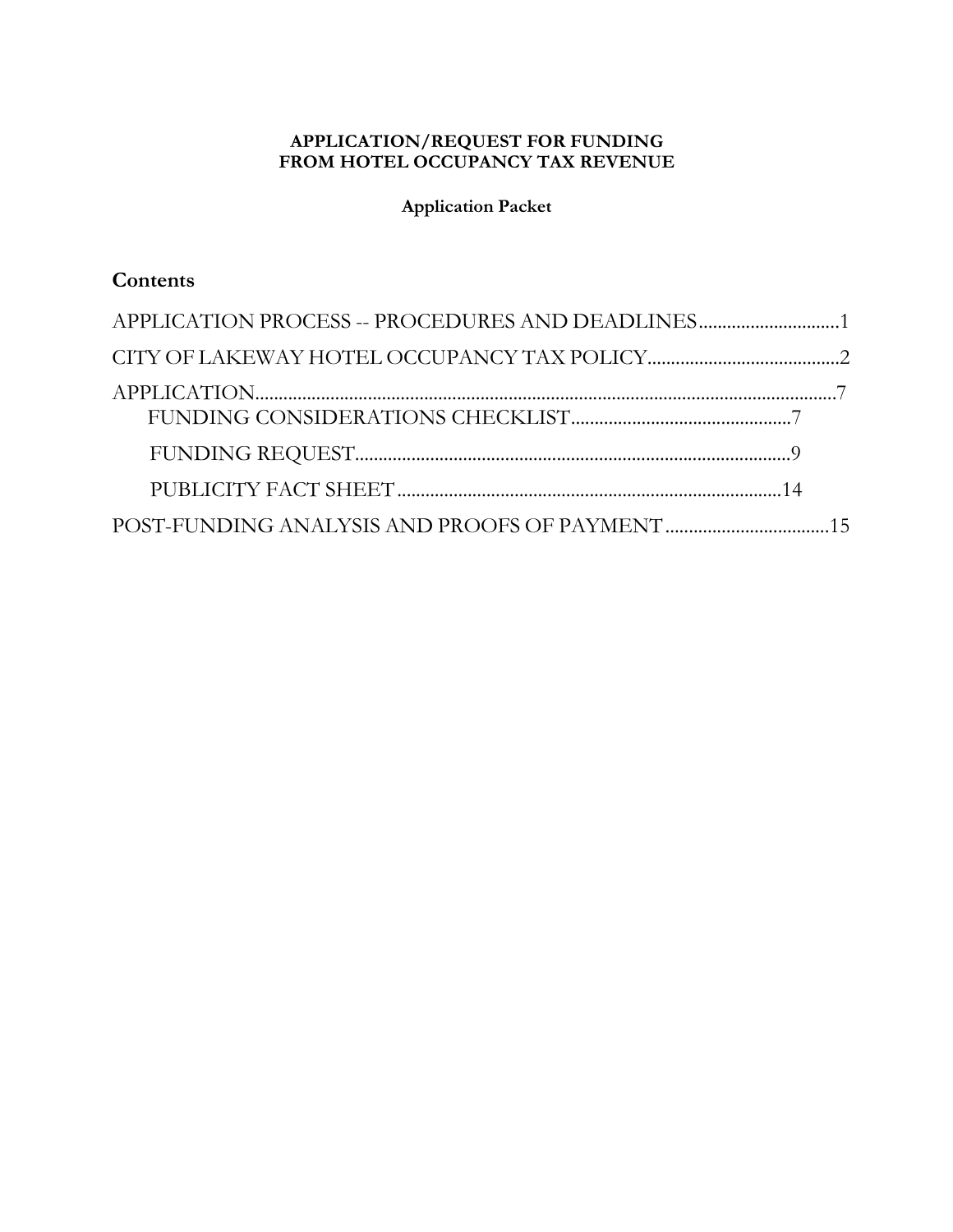**APPLICATION/REQUEST FOR FUNDING**
**FROM HOTEL OCCUPANCY TAX REVENUE**

**Application Packet**

## Contents

APPLICATION PROCESS -- PROCEDURES AND DEADLINES....................................1

CITY OF LAKEWAY HOTEL OCCUPANCY TAX POLICY...........................................2

APPLICATION..........................................................................................................7

- FUNDING CONSIDERATIONS CHECKLIST...............................................7
- FUNDING REQUEST....................................................................................9
- PUBLICITY FACT SHEET...........................................................................14

POST-FUNDING ANALYSIS AND PROOFS OF PAYMENT...................................15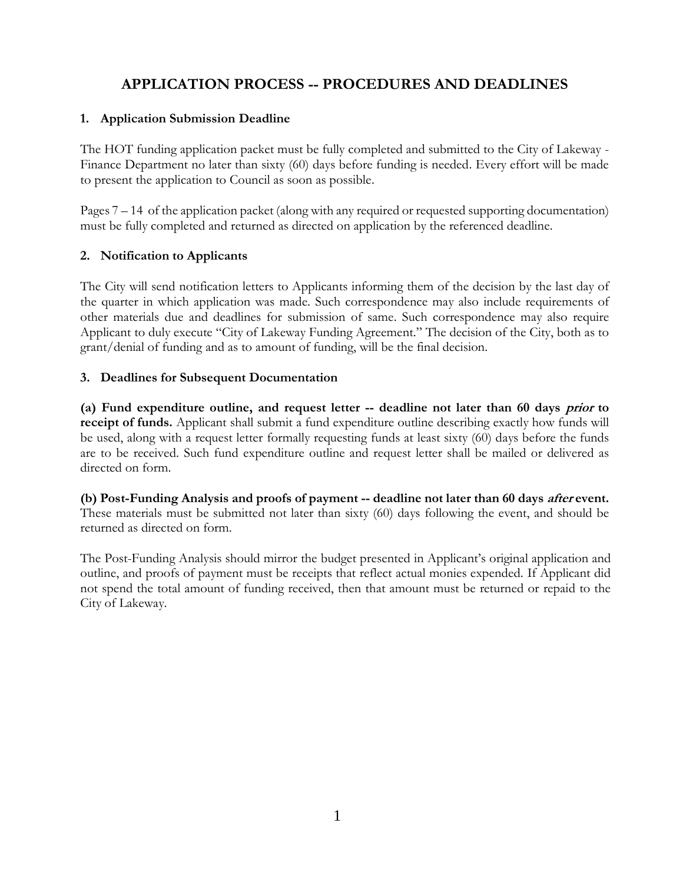# APPLICATION PROCESS -- PROCEDURES AND DEADLINES

### 1. Application Submission Deadline

The HOT funding application packet must be fully completed and submitted to the City of Lakeway - Finance Department no later than sixty (60) days before funding is needed. Every effort will be made to present the application to Council as soon as possible.

Pages 7 – 14 of the application packet (along with any required or requested supporting documentation) must be fully completed and returned as directed on application by the referenced deadline.

### 2. Notification to Applicants

The City will send notification letters to Applicants informing them of the decision by the last day of the quarter in which application was made. Such correspondence may also include requirements of other materials due and deadlines for submission of same. Such correspondence may also require Applicant to duly execute "City of Lakeway Funding Agreement." The decision of the City, both as to grant/denial of funding and as to amount of funding, will be the final decision.

### 3. Deadlines for Subsequent Documentation

**(a) Fund expenditure outline, and request letter -- deadline not later than 60 days *prior* to receipt of funds.** Applicant shall submit a fund expenditure outline describing exactly how funds will be used, along with a request letter formally requesting funds at least sixty (60) days before the funds are to be received. Such fund expenditure outline and request letter shall be mailed or delivered as directed on form.

**(b) Post-Funding Analysis and proofs of payment -- deadline not later than 60 days *after* event.** These materials must be submitted not later than sixty (60) days following the event, and should be returned as directed on form.

The Post-Funding Analysis should mirror the budget presented in Applicant's original application and outline, and proofs of payment must be receipts that reflect actual monies expended. If Applicant did not spend the total amount of funding received, then that amount must be returned or repaid to the City of Lakeway.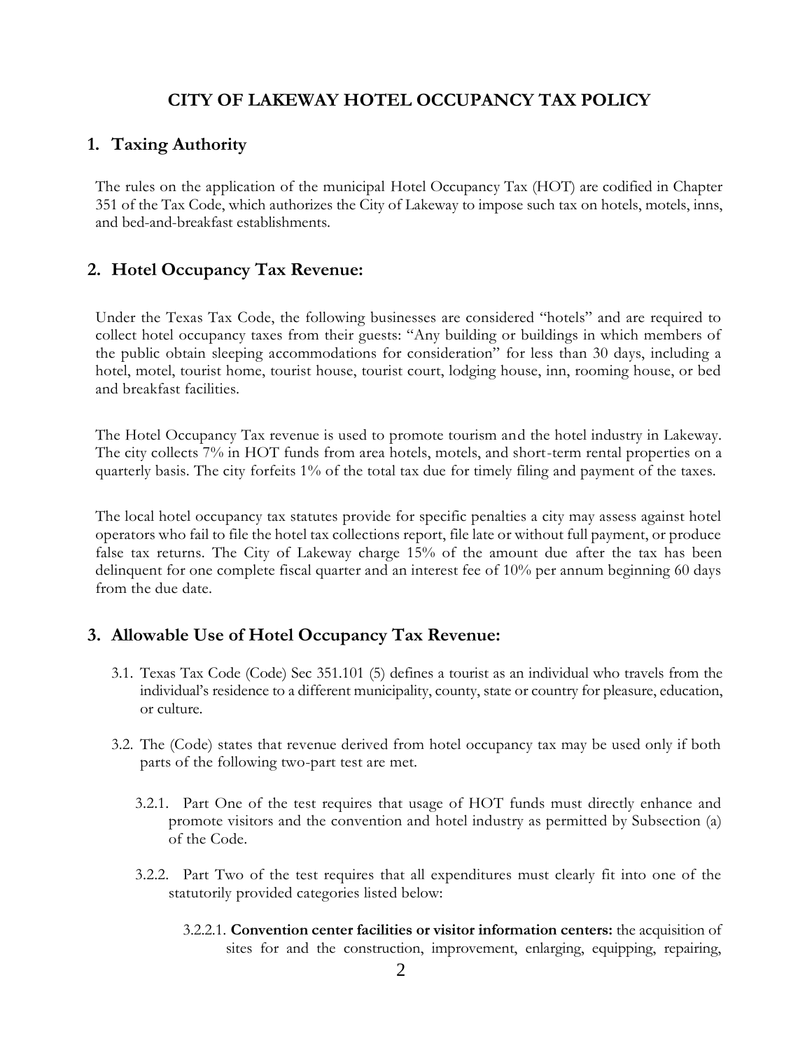# CITY OF LAKEWAY HOTEL OCCUPANCY TAX POLICY

## 1. Taxing Authority

The rules on the application of the municipal Hotel Occupancy Tax (HOT) are codified in Chapter 351 of the Tax Code, which authorizes the City of Lakeway to impose such tax on hotels, motels, inns, and bed-and-breakfast establishments.

## 2. Hotel Occupancy Tax Revenue:

Under the Texas Tax Code, the following businesses are considered "hotels" and are required to collect hotel occupancy taxes from their guests: "Any building or buildings in which members of the public obtain sleeping accommodations for consideration" for less than 30 days, including a hotel, motel, tourist home, tourist house, tourist court, lodging house, inn, rooming house, or bed and breakfast facilities.

The Hotel Occupancy Tax revenue is used to promote tourism and the hotel industry in Lakeway. The city collects 7% in HOT funds from area hotels, motels, and short-term rental properties on a quarterly basis. The city forfeits 1% of the total tax due for timely filing and payment of the taxes.

The local hotel occupancy tax statutes provide for specific penalties a city may assess against hotel operators who fail to file the hotel tax collections report, file late or without full payment, or produce false tax returns. The City of Lakeway charge 15% of the amount due after the tax has been delinquent for one complete fiscal quarter and an interest fee of 10% per annum beginning 60 days from the due date.

## 3. Allowable Use of Hotel Occupancy Tax Revenue:

3.1. Texas Tax Code (Code) Sec 351.101 (5) defines a tourist as an individual who travels from the individual's residence to a different municipality, county, state or country for pleasure, education, or culture.

3.2. The (Code) states that revenue derived from hotel occupancy tax may be used only if both parts of the following two-part test are met.

3.2.1. Part One of the test requires that usage of HOT funds must directly enhance and promote visitors and the convention and hotel industry as permitted by Subsection (a) of the Code.

3.2.2. Part Two of the test requires that all expenditures must clearly fit into one of the statutorily provided categories listed below:

3.2.2.1. **Convention center facilities or visitor information centers:** the acquisition of sites for and the construction, improvement, enlarging, equipping, repairing,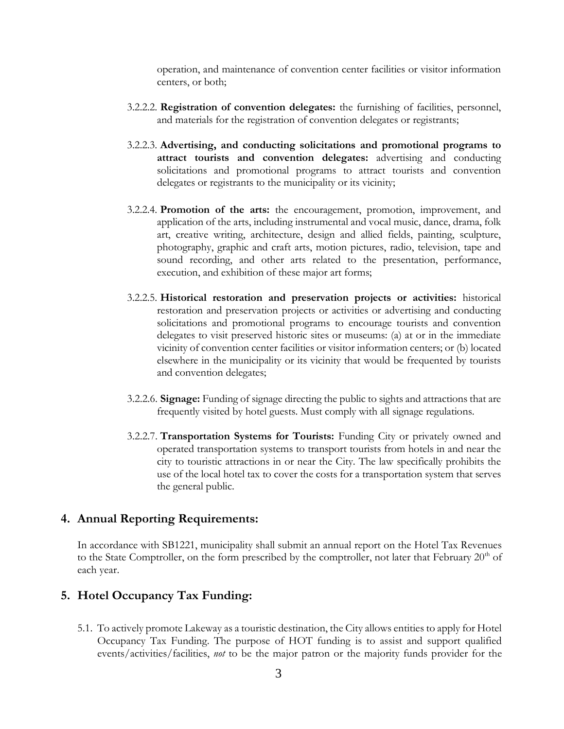operation, and maintenance of convention center facilities or visitor information centers, or both;

3.2.2.2. **Registration of convention delegates:** the furnishing of facilities, personnel, and materials for the registration of convention delegates or registrants;

3.2.2.3. **Advertising, and conducting solicitations and promotional programs to attract tourists and convention delegates:** advertising and conducting solicitations and promotional programs to attract tourists and convention delegates or registrants to the municipality or its vicinity;

3.2.2.4. **Promotion of the arts:** the encouragement, promotion, improvement, and application of the arts, including instrumental and vocal music, dance, drama, folk art, creative writing, architecture, design and allied fields, painting, sculpture, photography, graphic and craft arts, motion pictures, radio, television, tape and sound recording, and other arts related to the presentation, performance, execution, and exhibition of these major art forms;

3.2.2.5. **Historical restoration and preservation projects or activities:** historical restoration and preservation projects or activities or advertising and conducting solicitations and promotional programs to encourage tourists and convention delegates to visit preserved historic sites or museums: (a) at or in the immediate vicinity of convention center facilities or visitor information centers; or (b) located elsewhere in the municipality or its vicinity that would be frequented by tourists and convention delegates;

3.2.2.6. **Signage:** Funding of signage directing the public to sights and attractions that are frequently visited by hotel guests. Must comply with all signage regulations.

3.2.2.7. **Transportation Systems for Tourists:** Funding City or privately owned and operated transportation systems to transport tourists from hotels in and near the city to touristic attractions in or near the City. The law specifically prohibits the use of the local hotel tax to cover the costs for a transportation system that serves the general public.

## 4. Annual Reporting Requirements:

In accordance with SB1221, municipality shall submit an annual report on the Hotel Tax Revenues to the State Comptroller, on the form prescribed by the comptroller, not later that February 20th of each year.

## 5. Hotel Occupancy Tax Funding:

5.1. To actively promote Lakeway as a touristic destination, the City allows entities to apply for Hotel Occupancy Tax Funding. The purpose of HOT funding is to assist and support qualified events/activities/facilities, *not* to be the major patron or the majority funds provider for the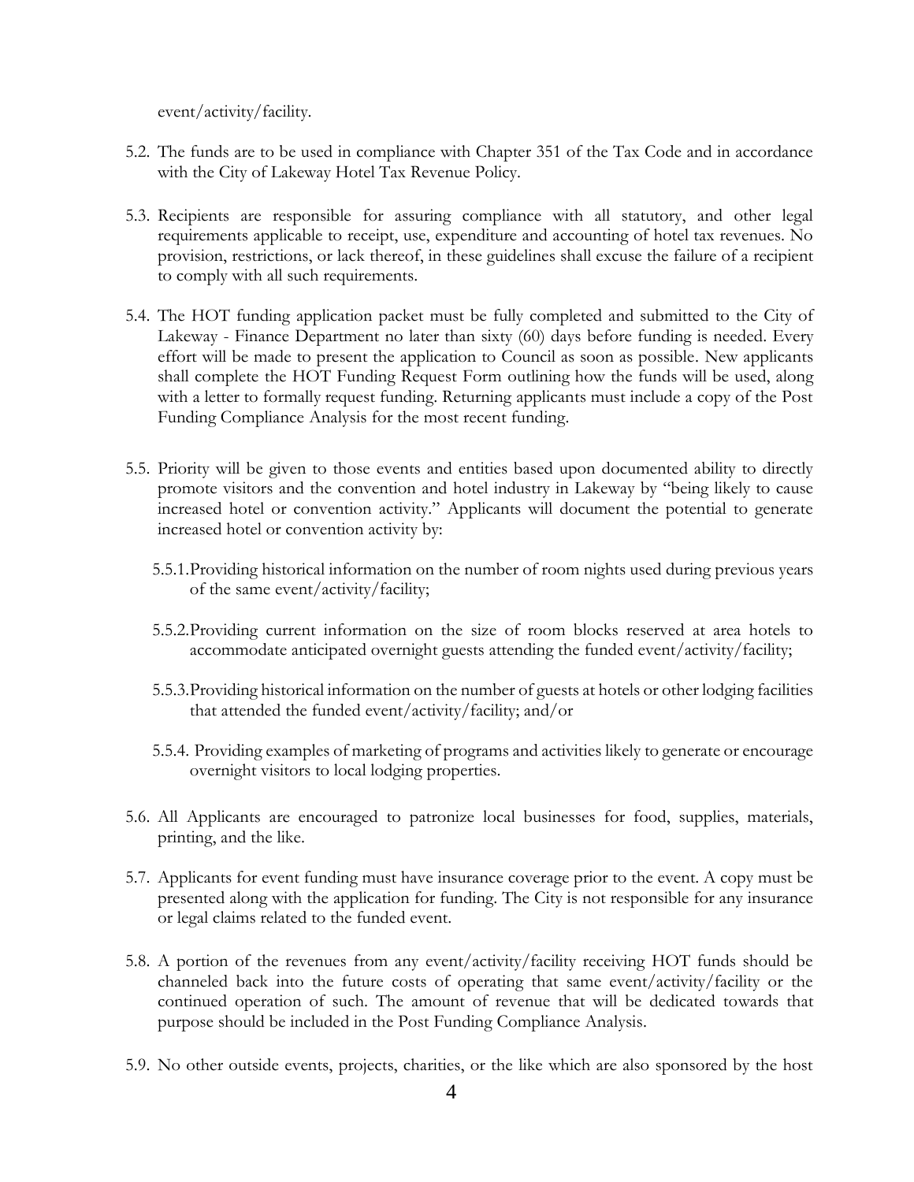event/activity/facility.

5.2. The funds are to be used in compliance with Chapter 351 of the Tax Code and in accordance with the City of Lakeway Hotel Tax Revenue Policy.

5.3. Recipients are responsible for assuring compliance with all statutory, and other legal requirements applicable to receipt, use, expenditure and accounting of hotel tax revenues. No provision, restrictions, or lack thereof, in these guidelines shall excuse the failure of a recipient to comply with all such requirements.

5.4. The HOT funding application packet must be fully completed and submitted to the City of Lakeway - Finance Department no later than sixty (60) days before funding is needed. Every effort will be made to present the application to Council as soon as possible. New applicants shall complete the HOT Funding Request Form outlining how the funds will be used, along with a letter to formally request funding. Returning applicants must include a copy of the Post Funding Compliance Analysis for the most recent funding.

5.5. Priority will be given to those events and entities based upon documented ability to directly promote visitors and the convention and hotel industry in Lakeway by "being likely to cause increased hotel or convention activity." Applicants will document the potential to generate increased hotel or convention activity by:

   5.5.1. Providing historical information on the number of room nights used during previous years of the same event/activity/facility;

   5.5.2. Providing current information on the size of room blocks reserved at area hotels to accommodate anticipated overnight guests attending the funded event/activity/facility;

   5.5.3. Providing historical information on the number of guests at hotels or other lodging facilities that attended the funded event/activity/facility; and/or

   5.5.4. Providing examples of marketing of programs and activities likely to generate or encourage overnight visitors to local lodging properties.

5.6. All Applicants are encouraged to patronize local businesses for food, supplies, materials, printing, and the like.

5.7. Applicants for event funding must have insurance coverage prior to the event. A copy must be presented along with the application for funding. The City is not responsible for any insurance or legal claims related to the funded event.

5.8. A portion of the revenues from any event/activity/facility receiving HOT funds should be channeled back into the future costs of operating that same event/activity/facility or the continued operation of such. The amount of revenue that will be dedicated towards that purpose should be included in the Post Funding Compliance Analysis.

5.9. No other outside events, projects, charities, or the like which are also sponsored by the host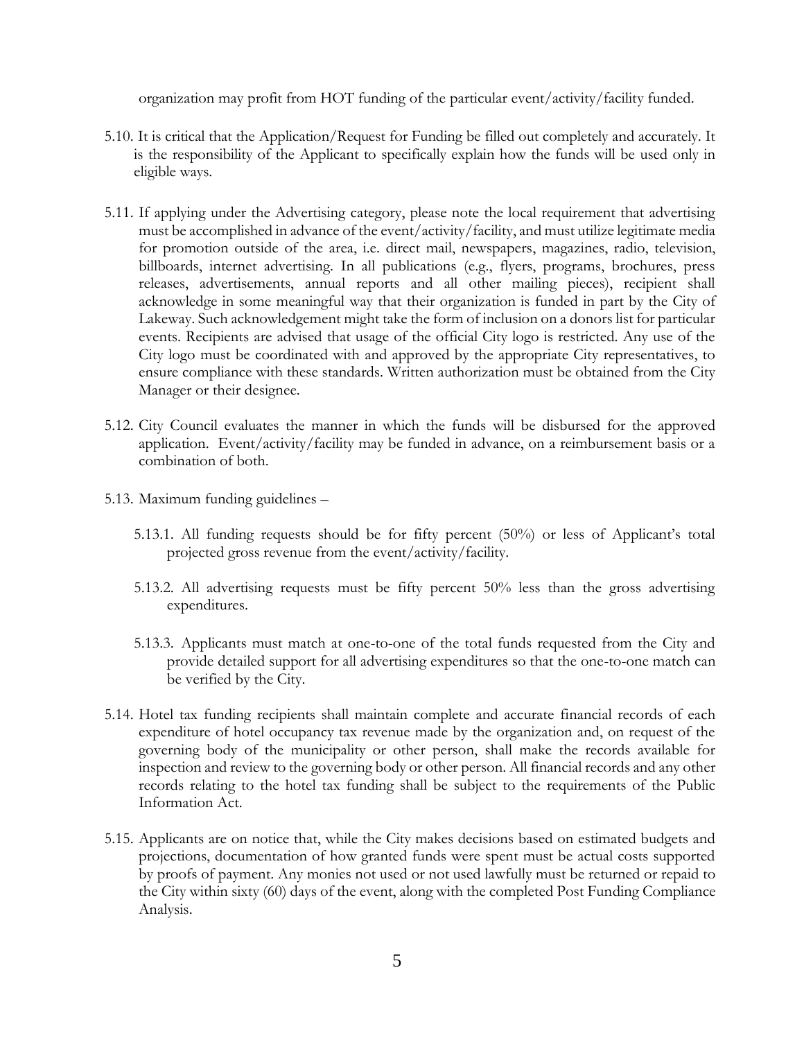organization may profit from HOT funding of the particular event/activity/facility funded.

5.10. It is critical that the Application/Request for Funding be filled out completely and accurately. It is the responsibility of the Applicant to specifically explain how the funds will be used only in eligible ways.

5.11. If applying under the Advertising category, please note the local requirement that advertising must be accomplished in advance of the event/activity/facility, and must utilize legitimate media for promotion outside of the area, i.e. direct mail, newspapers, magazines, radio, television, billboards, internet advertising. In all publications (e.g., flyers, programs, brochures, press releases, advertisements, annual reports and all other mailing pieces), recipient shall acknowledge in some meaningful way that their organization is funded in part by the City of Lakeway. Such acknowledgement might take the form of inclusion on a donors list for particular events. Recipients are advised that usage of the official City logo is restricted. Any use of the City logo must be coordinated with and approved by the appropriate City representatives, to ensure compliance with these standards. Written authorization must be obtained from the City Manager or their designee.

5.12. City Council evaluates the manner in which the funds will be disbursed for the approved application. Event/activity/facility may be funded in advance, on a reimbursement basis or a combination of both.

5.13. Maximum funding guidelines –

5.13.1. All funding requests should be for fifty percent (50%) or less of Applicant's total projected gross revenue from the event/activity/facility.

5.13.2. All advertising requests must be fifty percent 50% less than the gross advertising expenditures.

5.13.3. Applicants must match at one-to-one of the total funds requested from the City and provide detailed support for all advertising expenditures so that the one-to-one match can be verified by the City.

5.14. Hotel tax funding recipients shall maintain complete and accurate financial records of each expenditure of hotel occupancy tax revenue made by the organization and, on request of the governing body of the municipality or other person, shall make the records available for inspection and review to the governing body or other person. All financial records and any other records relating to the hotel tax funding shall be subject to the requirements of the Public Information Act.

5.15. Applicants are on notice that, while the City makes decisions based on estimated budgets and projections, documentation of how granted funds were spent must be actual costs supported by proofs of payment. Any monies not used or not used lawfully must be returned or repaid to the City within sixty (60) days of the event, along with the completed Post Funding Compliance Analysis.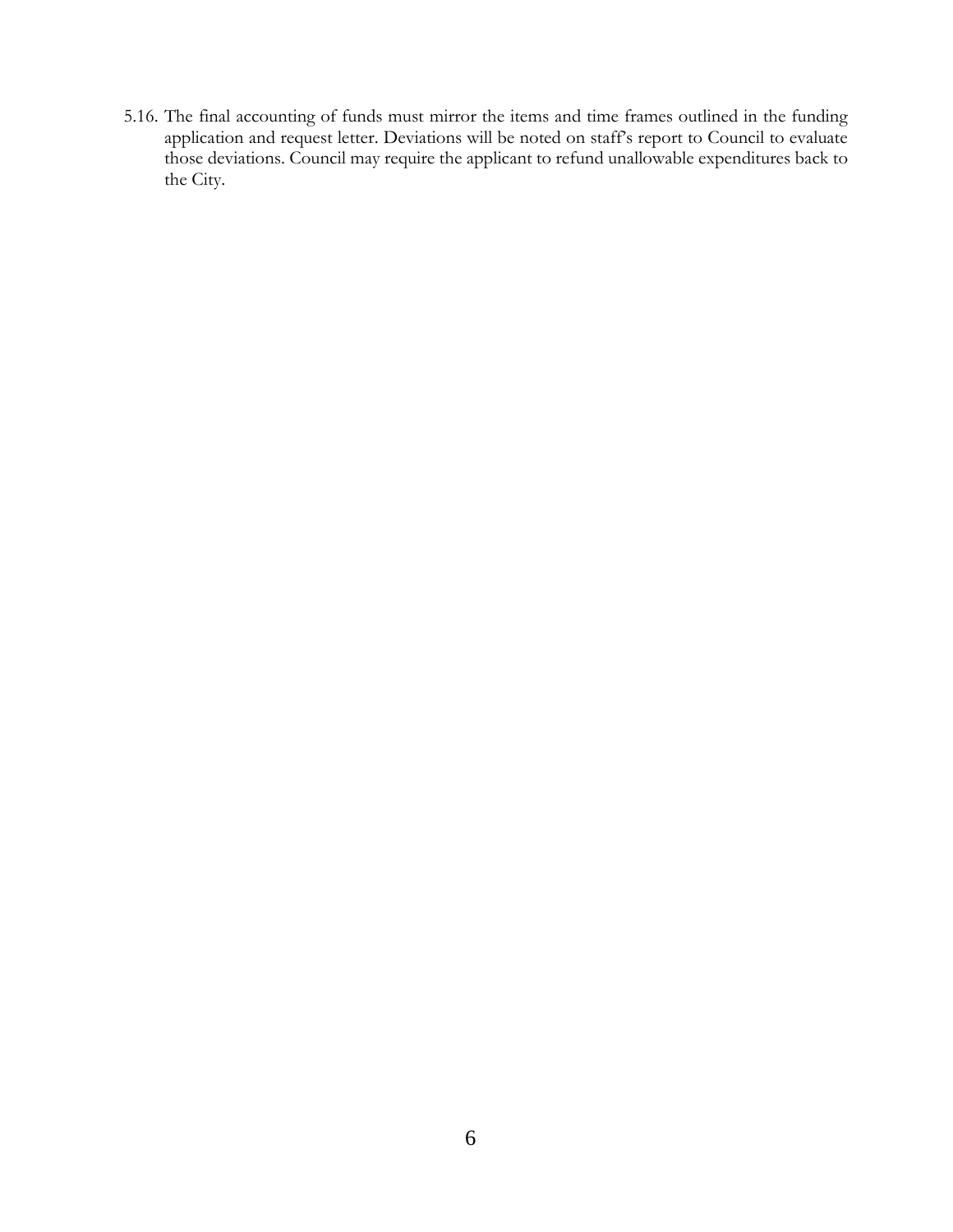5.16. The final accounting of funds must mirror the items and time frames outlined in the funding application and request letter. Deviations will be noted on staff's report to Council to evaluate those deviations. Council may require the applicant to refund unallowable expenditures back to the City.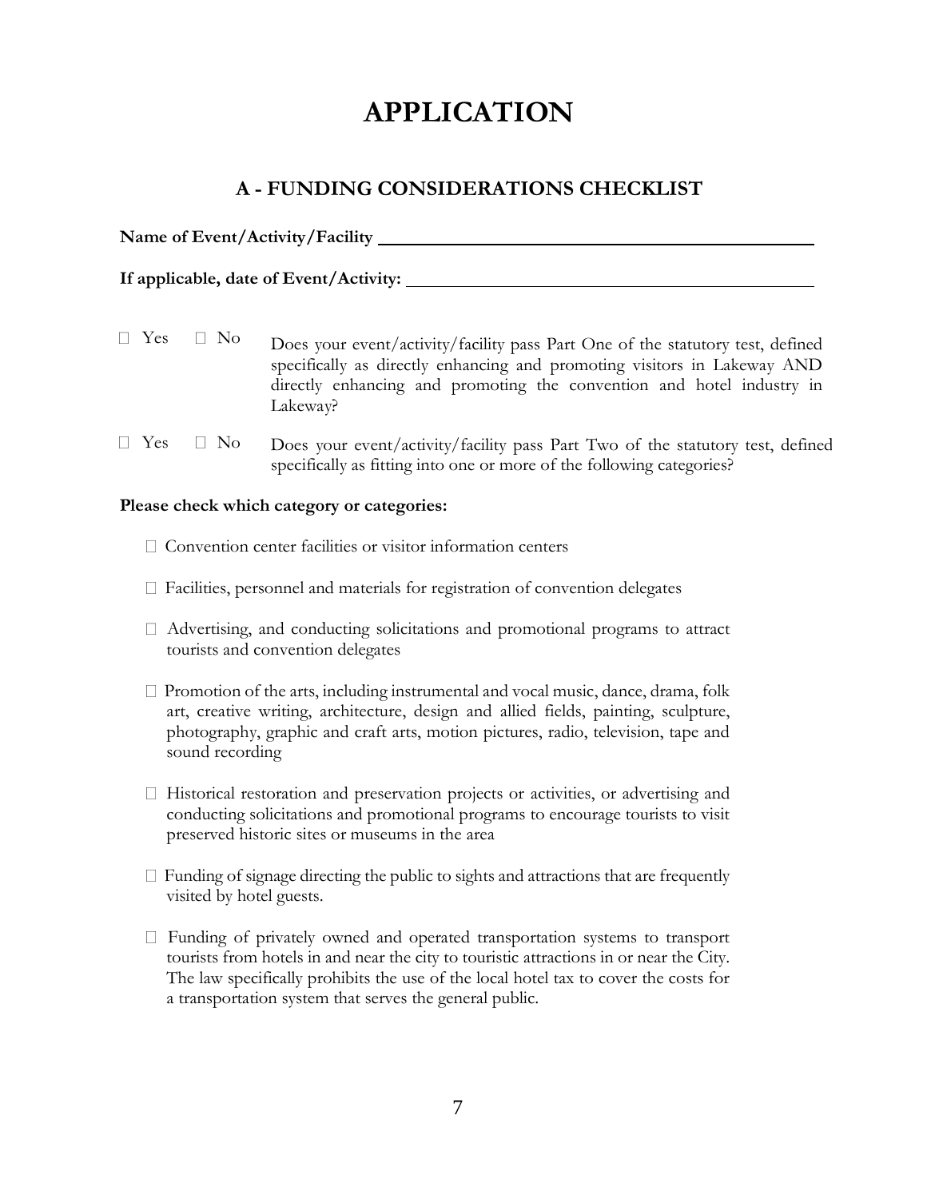# APPLICATION

## A - FUNDING CONSIDERATIONS CHECKLIST

**Name of Event/Activity/Facility** ______________________________

**If applicable, date of Event/Activity:** ______________________________

☐ Yes ☐ No — Does your event/activity/facility pass Part One of the statutory test, defined specifically as directly enhancing and promoting visitors in Lakeway AND directly enhancing and promoting the convention and hotel industry in Lakeway?

☐ Yes ☐ No — Does your event/activity/facility pass Part Two of the statutory test, defined specifically as fitting into one or more of the following categories?

**Please check which category or categories:**

☐ Convention center facilities or visitor information centers

☐ Facilities, personnel and materials for registration of convention delegates

☐ Advertising, and conducting solicitations and promotional programs to attract tourists and convention delegates

☐ Promotion of the arts, including instrumental and vocal music, dance, drama, folk art, creative writing, architecture, design and allied fields, painting, sculpture, photography, graphic and craft arts, motion pictures, radio, television, tape and sound recording

☐ Historical restoration and preservation projects or activities, or advertising and conducting solicitations and promotional programs to encourage tourists to visit preserved historic sites or museums in the area

☐ Funding of signage directing the public to sights and attractions that are frequently visited by hotel guests.

☐ Funding of privately owned and operated transportation systems to transport tourists from hotels in and near the city to touristic attractions in or near the City. The law specifically prohibits the use of the local hotel tax to cover the costs for a transportation system that serves the general public.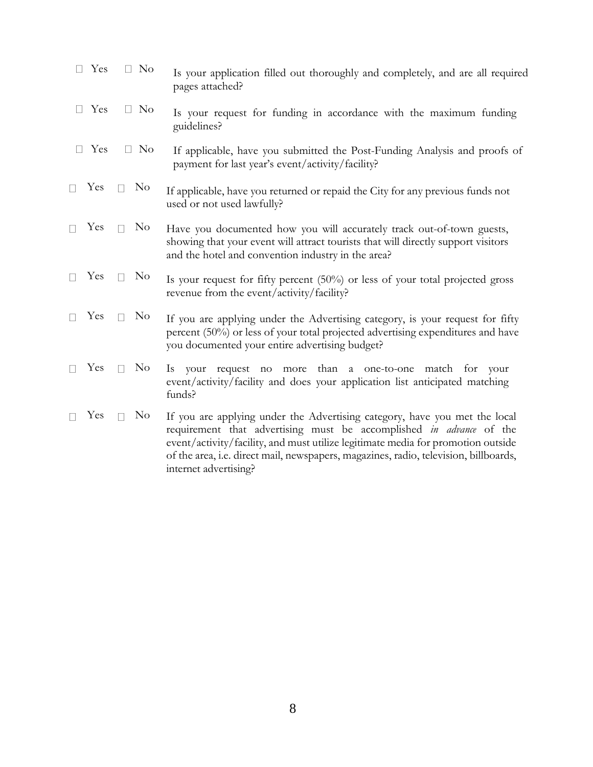☐ Yes ☐ No Is your application filled out thoroughly and completely, and are all required pages attached?

☐ Yes ☐ No Is your request for funding in accordance with the maximum funding guidelines?

☐ Yes ☐ No If applicable, have you submitted the Post-Funding Analysis and proofs of payment for last year's event/activity/facility?

☐ Yes ☐ No If applicable, have you returned or repaid the City for any previous funds not used or not used lawfully?

☐ Yes ☐ No Have you documented how you will accurately track out-of-town guests, showing that your event will attract tourists that will directly support visitors and the hotel and convention industry in the area?

☐ Yes ☐ No Is your request for fifty percent (50%) or less of your total projected gross revenue from the event/activity/facility?

☐ Yes ☐ No If you are applying under the Advertising category, is your request for fifty percent (50%) or less of your total projected advertising expenditures and have you documented your entire advertising budget?

☐ Yes ☐ No Is your request no more than a one-to-one match for your event/activity/facility and does your application list anticipated matching funds?

☐ Yes ☐ No If you are applying under the Advertising category, have you met the local requirement that advertising must be accomplished *in advance* of the event/activity/facility, and must utilize legitimate media for promotion outside of the area, i.e. direct mail, newspapers, magazines, radio, television, billboards, internet advertising?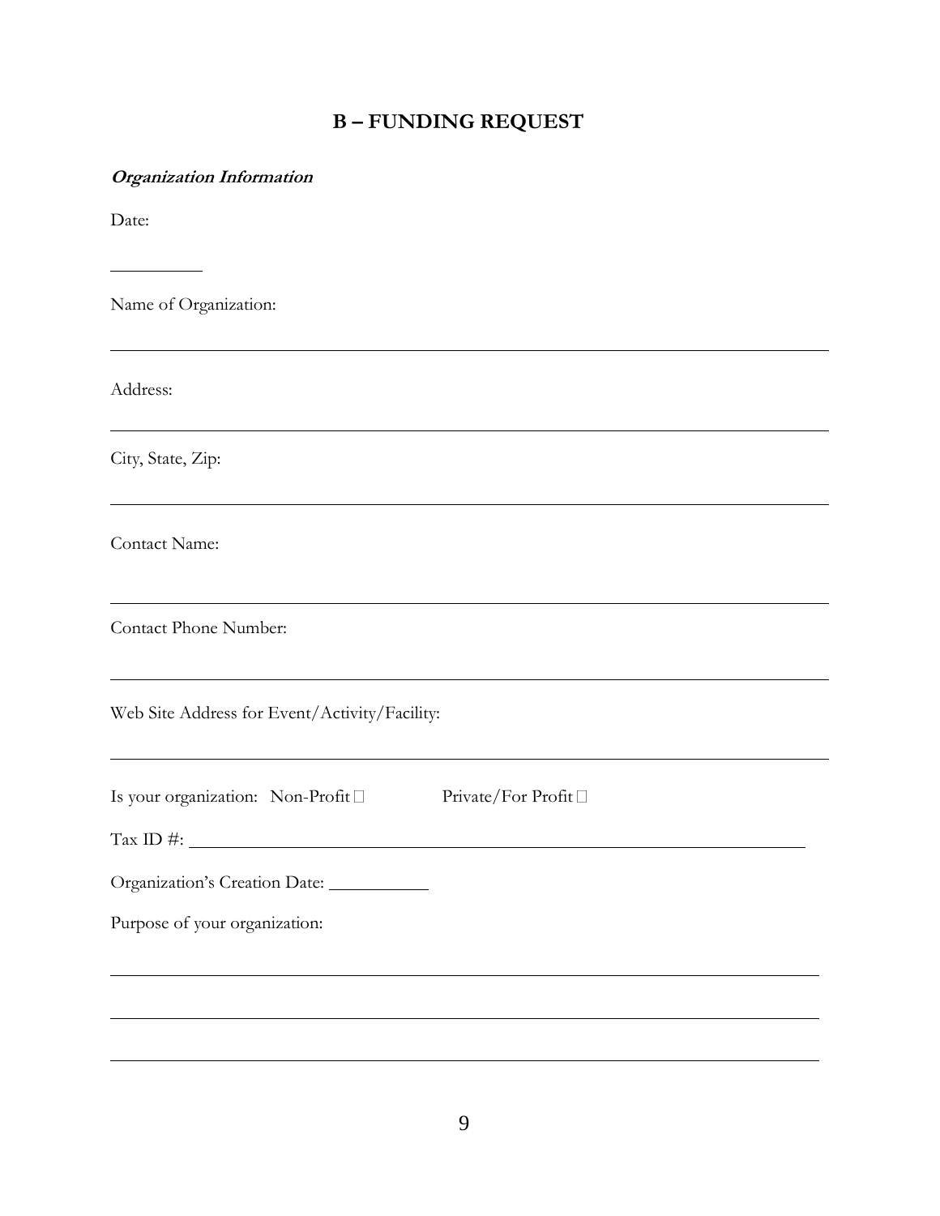## B – FUNDING REQUEST

***Organization Information***

Date:

__________

Name of Organization:

______________________________________________________________________

Address:

______________________________________________________________________

City, State, Zip:

______________________________________________________________________

Contact Name:

______________________________________________________________________

Contact Phone Number:

______________________________________________________________________

Web Site Address for Event/Activity/Facility:

______________________________________________________________________

Is your organization: Non-Profit ☐ Private/For Profit ☐

Tax ID #: ____________________________________________________________

Organization's Creation Date: __________

Purpose of your organization:

______________________________________________________________________

______________________________________________________________________

______________________________________________________________________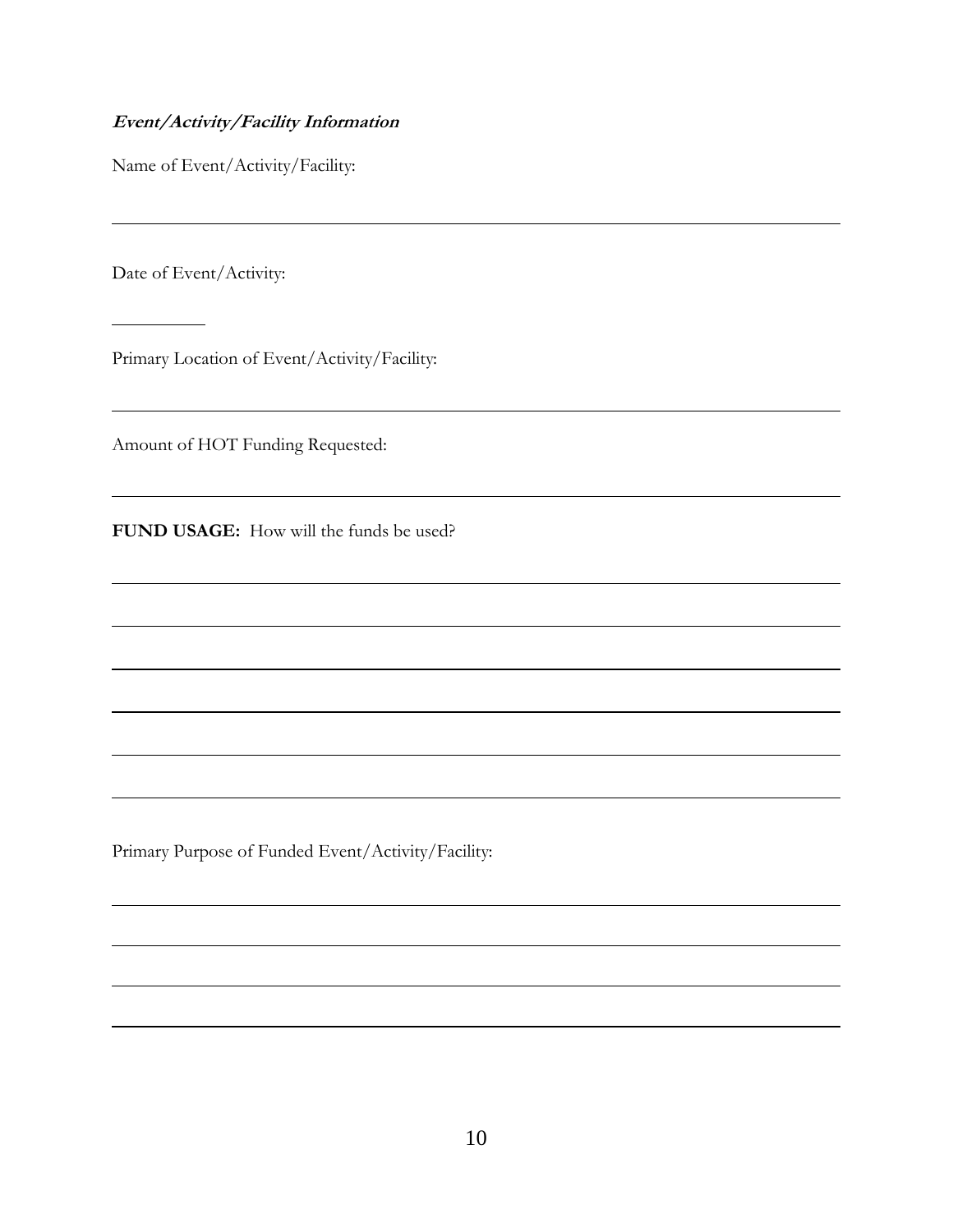***Event/Activity/Facility Information***

Name of Event/Activity/Facility:

Date of Event/Activity:

Primary Location of Event/Activity/Facility:

Amount of HOT Funding Requested:

**FUND USAGE:** How will the funds be used?

Primary Purpose of Funded Event/Activity/Facility: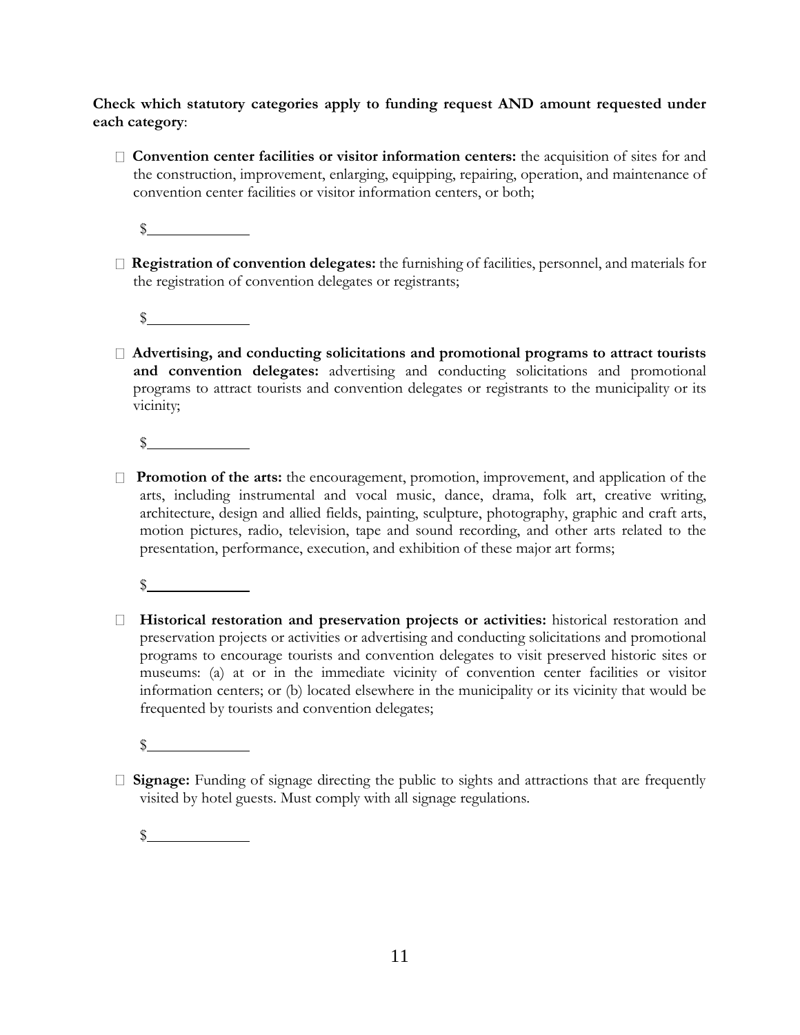**Check which statutory categories apply to funding request AND amount requested under each category**:

- ☐ **Convention center facilities or visitor information centers:** the acquisition of sites for and the construction, improvement, enlarging, equipping, repairing, operation, and maintenance of convention center facilities or visitor information centers, or both;

  $\_\_\_\_\_\_\_\_\_\_\_\_

- ☐ **Registration of convention delegates:** the furnishing of facilities, personnel, and materials for the registration of convention delegates or registrants;

  $\_\_\_\_\_\_\_\_\_\_\_\_

- ☐ **Advertising, and conducting solicitations and promotional programs to attract tourists and convention delegates:** advertising and conducting solicitations and promotional programs to attract tourists and convention delegates or registrants to the municipality or its vicinity;

  $\_\_\_\_\_\_\_\_\_\_\_\_

- ☐ **Promotion of the arts:** the encouragement, promotion, improvement, and application of the arts, including instrumental and vocal music, dance, drama, folk art, creative writing, architecture, design and allied fields, painting, sculpture, photography, graphic and craft arts, motion pictures, radio, television, tape and sound recording, and other arts related to the presentation, performance, execution, and exhibition of these major art forms;

  $\_\_\_\_\_\_\_\_\_\_\_\_

- ☐ **Historical restoration and preservation projects or activities:** historical restoration and preservation projects or activities or advertising and conducting solicitations and promotional programs to encourage tourists and convention delegates to visit preserved historic sites or museums: (a) at or in the immediate vicinity of convention center facilities or visitor information centers; or (b) located elsewhere in the municipality or its vicinity that would be frequented by tourists and convention delegates;

  $\_\_\_\_\_\_\_\_\_\_\_\_

- ☐ **Signage:** Funding of signage directing the public to sights and attractions that are frequently visited by hotel guests. Must comply with all signage regulations.

  $\_\_\_\_\_\_\_\_\_\_\_\_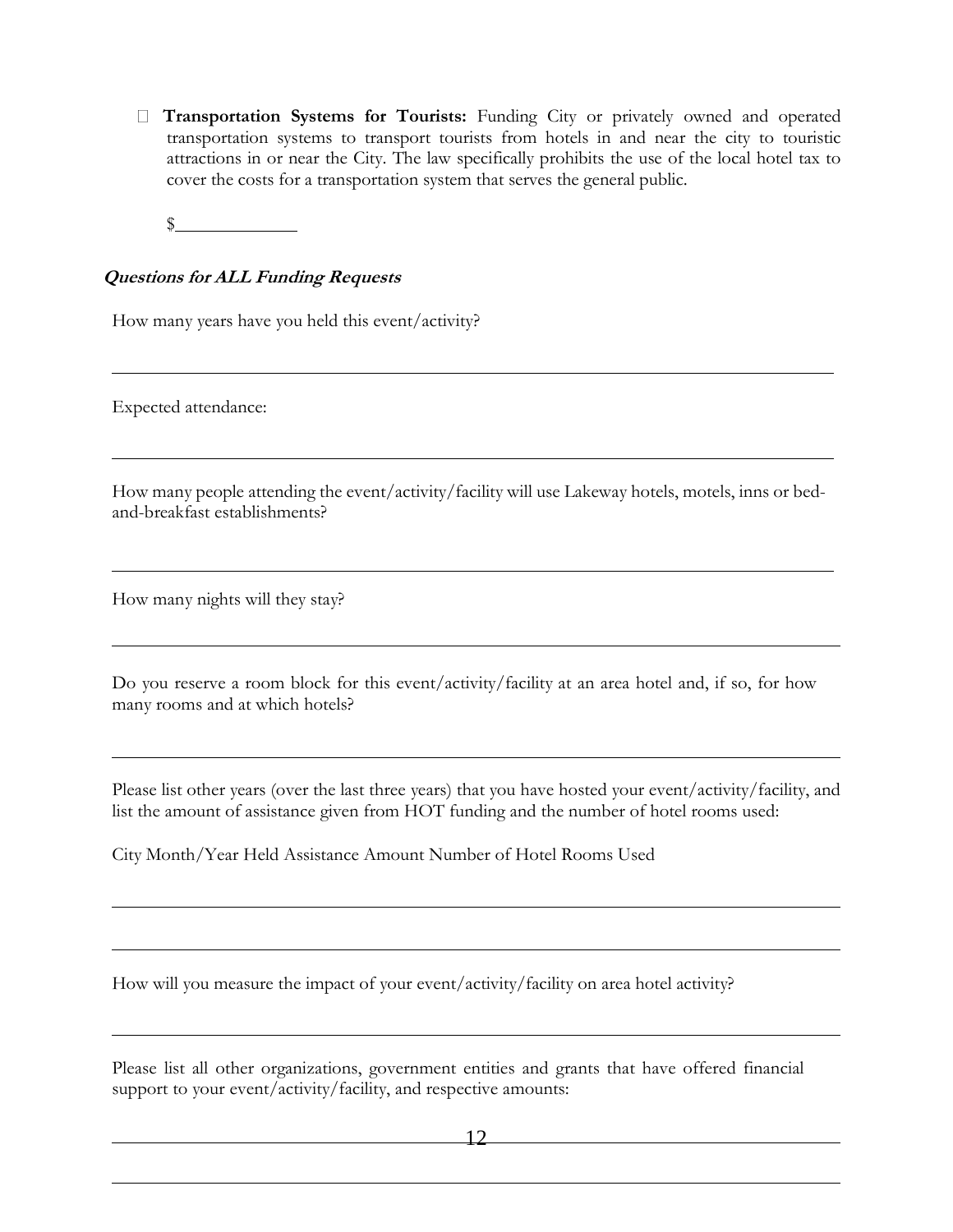- **Transportation Systems for Tourists:** Funding City or privately owned and operated transportation systems to transport tourists from hotels in and near the city to touristic attractions in or near the City. The law specifically prohibits the use of the local hotel tax to cover the costs for a transportation system that serves the general public.

  $______________

***Questions for ALL Funding Requests***

How many years have you held this event/activity?

______________________________________________________________________________

Expected attendance:

______________________________________________________________________________

How many people attending the event/activity/facility will use Lakeway hotels, motels, inns or bed-and-breakfast establishments?

______________________________________________________________________________

How many nights will they stay?

______________________________________________________________________________

Do you reserve a room block for this event/activity/facility at an area hotel and, if so, for how many rooms and at which hotels?

______________________________________________________________________________

Please list other years (over the last three years) that you have hosted your event/activity/facility, and list the amount of assistance given from HOT funding and the number of hotel rooms used:

City Month/Year Held Assistance Amount Number of Hotel Rooms Used

______________________________________________________________________________

______________________________________________________________________________

How will you measure the impact of your event/activity/facility on area hotel activity?

______________________________________________________________________________

Please list all other organizations, government entities and grants that have offered financial support to your event/activity/facility, and respective amounts:

______________________________________________________________________________

______________________________________________________________________________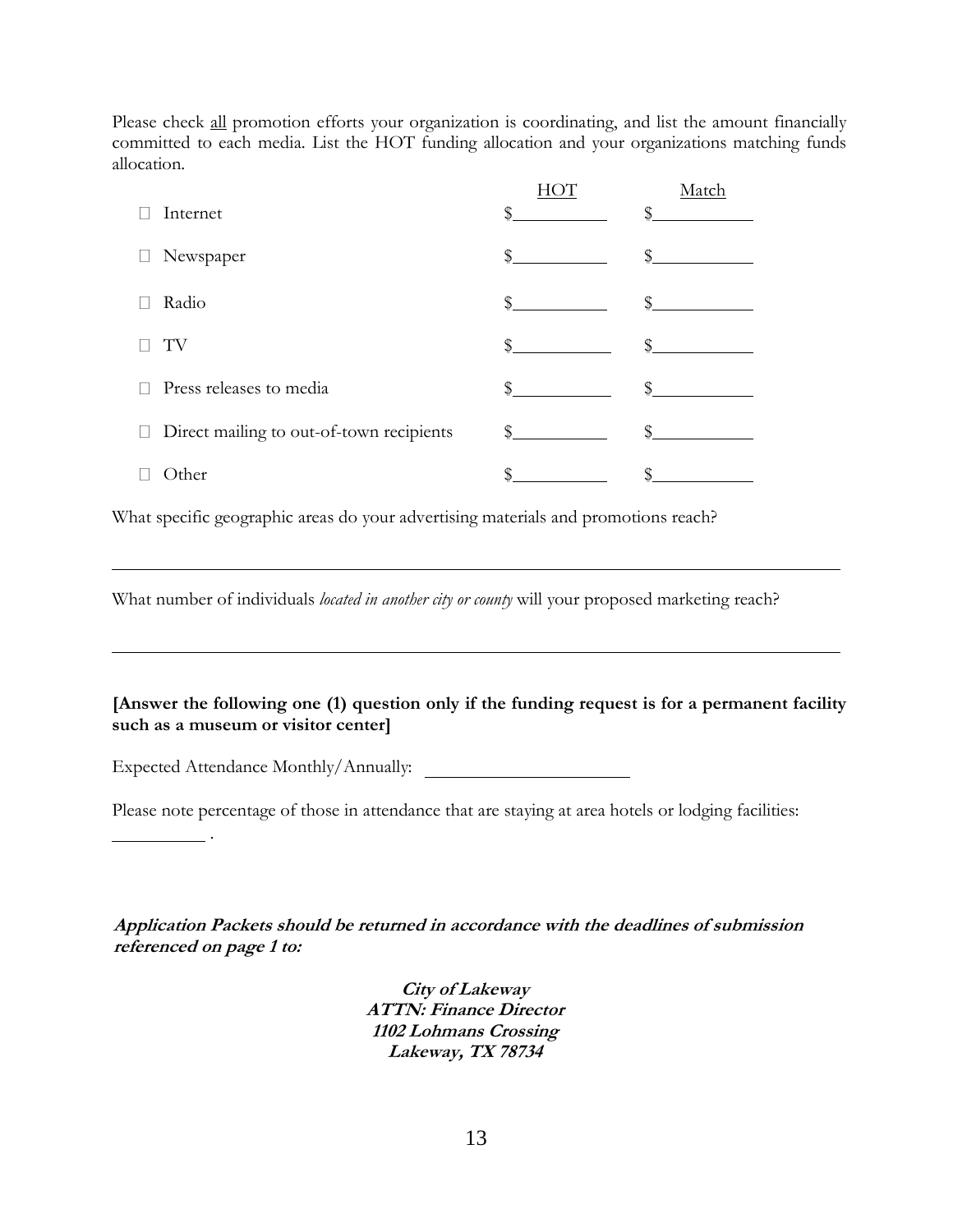Please check <u>all</u> promotion efforts your organization is coordinating, and list the amount financially committed to each media. List the HOT funding allocation and your organizations matching funds allocation.

| | HOT | Match |
|---|---|---|
| ☐ Internet | $__________ | $__________ |
| ☐ Newspaper | $__________ | $__________ |
| ☐ Radio | $__________ | $__________ |
| ☐ TV | $__________ | $__________ |
| ☐ Press releases to media | $__________ | $__________ |
| ☐ Direct mailing to out-of-town recipients | $__________ | $__________ |
| ☐ Other | $__________ | $__________ |

What specific geographic areas do your advertising materials and promotions reach?

______________________________________________________________________________

What number of individuals *located in another city or county* will your proposed marketing reach?

______________________________________________________________________________

**[Answer the following one (1) question only if the funding request is for a permanent facility such as a museum or visitor center]**

Expected Attendance Monthly/Annually: ______________________

Please note percentage of those in attendance that are staying at area hotels or lodging facilities: __________ .

***Application Packets should be returned in accordance with the deadlines of submission referenced on page 1 to:***

***City of Lakeway***
***ATTN: Finance Director***
***1102 Lohmans Crossing***
***Lakeway, TX 78734***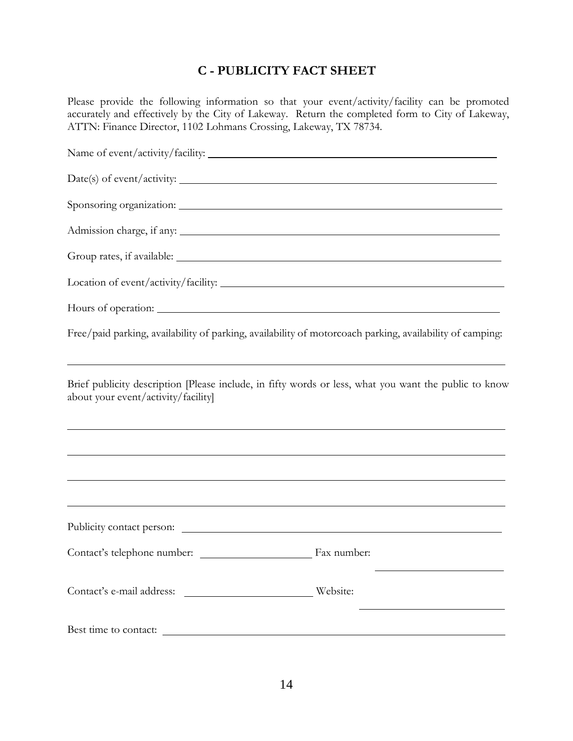## C - PUBLICITY FACT SHEET

Please provide the following information so that your event/activity/facility can be promoted accurately and effectively by the City of Lakeway. Return the completed form to City of Lakeway, ATTN: Finance Director, 1102 Lohmans Crossing, Lakeway, TX 78734.

Name of event/activity/facility: ______________________________________________

Date(s) of event/activity: ______________________________________________

Sponsoring organization: ______________________________________________

Admission charge, if any: ______________________________________________

Group rates, if available: ______________________________________________

Location of event/activity/facility: ______________________________________________

Hours of operation: ______________________________________________

Free/paid parking, availability of parking, availability of motorcoach parking, availability of camping:

______________________________________________

Brief publicity description [Please include, in fifty words or less, what you want the public to know about your event/activity/facility]

______________________________________________

______________________________________________

______________________________________________

______________________________________________

Publicity contact person: ______________________________________________

Contact's telephone number: ____________________ Fax number: ____________________

Contact's e-mail address: ____________________ Website: ____________________

Best time to contact: ______________________________________________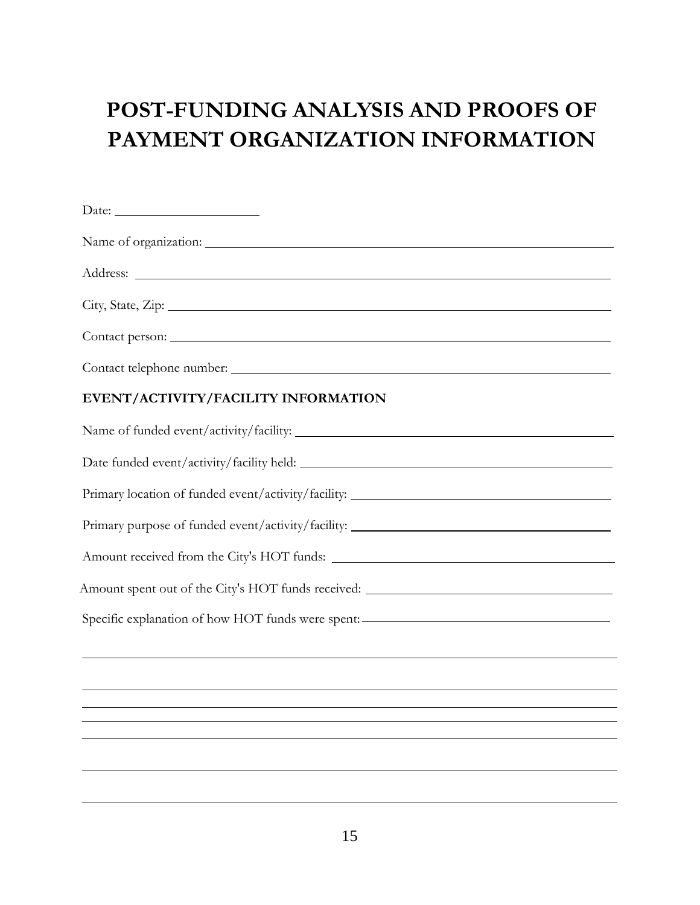# POST-FUNDING ANALYSIS AND PROOFS OF PAYMENT ORGANIZATION INFORMATION

Date: ____________________

Name of organization: ____________________________________________________________

Address: ________________________________________________________________________

City, State, Zip: _________________________________________________________________

Contact person: __________________________________________________________________

Contact telephone number: _______________________________________________________

**EVENT/ACTIVITY/FACILITY INFORMATION**

Name of funded event/activity/facility: ______________________________________________

Date funded event/activity/facility held: _____________________________________________

Primary location of funded event/activity/facility: _____________________________________

Primary purpose of funded event/activity/facility: ______________________________________

Amount received from the City's HOT funds: _________________________________________

Amount spent out of the City's HOT funds received: ____________________________________

Specific explanation of how HOT funds were spent: ____________________________________

_______________________________________________________________________________

_______________________________________________________________________________

_______________________________________________________________________________

_______________________________________________________________________________

_______________________________________________________________________________

_______________________________________________________________________________

_______________________________________________________________________________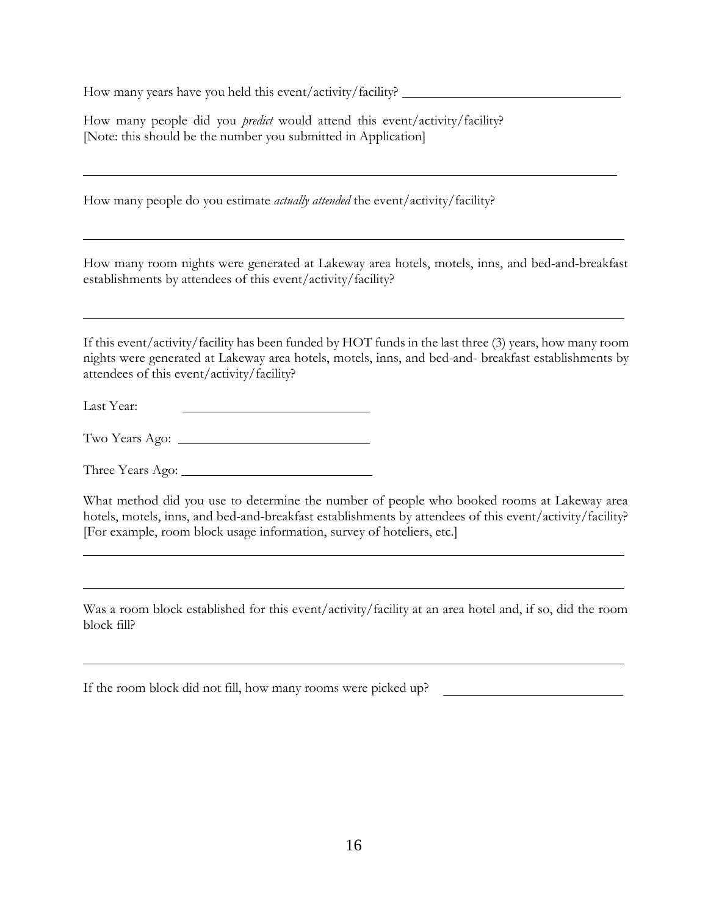How many years have you held this event/activity/facility? ________________________________

How many people did you *predict* would attend this event/activity/facility?
[Note: this should be the number you submitted in Application]

______________________________________________________________________________

How many people do you estimate *actually attended* the event/activity/facility?

______________________________________________________________________________

How many room nights were generated at Lakeway area hotels, motels, inns, and bed-and-breakfast establishments by attendees of this event/activity/facility?

______________________________________________________________________________

If this event/activity/facility has been funded by HOT funds in the last three (3) years, how many room nights were generated at Lakeway area hotels, motels, inns, and bed-and- breakfast establishments by attendees of this event/activity/facility?

Last Year: ____________________________

Two Years Ago: ____________________________

Three Years Ago: ____________________________

What method did you use to determine the number of people who booked rooms at Lakeway area hotels, motels, inns, and bed-and-breakfast establishments by attendees of this event/activity/facility? [For example, room block usage information, survey of hoteliers, etc.]

______________________________________________________________________________

______________________________________________________________________________

Was a room block established for this event/activity/facility at an area hotel and, if so, did the room block fill?

______________________________________________________________________________

If the room block did not fill, how many rooms were picked up? ____________________________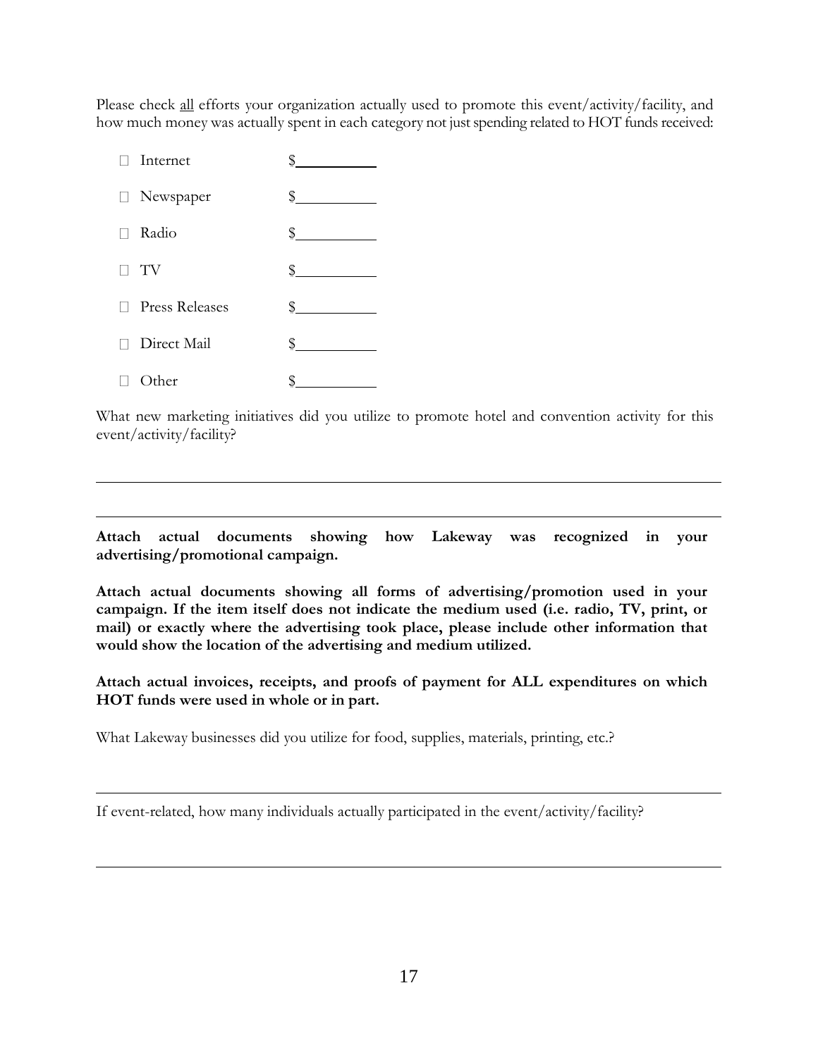Please check all efforts your organization actually used to promote this event/activity/facility, and how much money was actually spent in each category not just spending related to HOT funds received:

- ☐ Internet $__________
- ☐ Newspaper $__________
- ☐ Radio $__________
- ☐ TV $__________
- ☐ Press Releases $__________
- ☐ Direct Mail $__________
- ☐ Other $__________

What new marketing initiatives did you utilize to promote hotel and convention activity for this event/activity/facility?

______________________________________________________________________________

______________________________________________________________________________

**Attach actual documents showing how Lakeway was recognized in your advertising/promotional campaign.**

**Attach actual documents showing all forms of advertising/promotion used in your campaign. If the item itself does not indicate the medium used (i.e. radio, TV, print, or mail) or exactly where the advertising took place, please include other information that would show the location of the advertising and medium utilized.**

**Attach actual invoices, receipts, and proofs of payment for ALL expenditures on which HOT funds were used in whole or in part.**

What Lakeway businesses did you utilize for food, supplies, materials, printing, etc.?

______________________________________________________________________________

If event-related, how many individuals actually participated in the event/activity/facility?

______________________________________________________________________________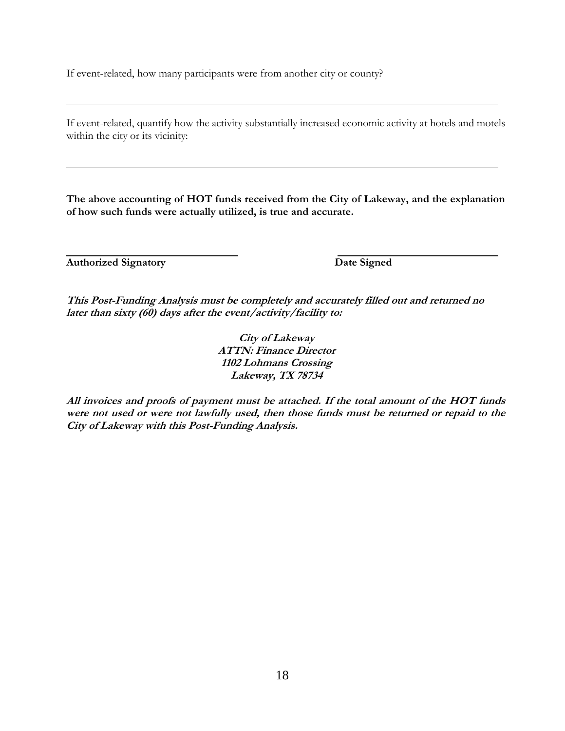If event-related, how many participants were from another city or county?

______________________________________________________________________________

If event-related, quantify how the activity substantially increased economic activity at hotels and motels within the city or its vicinity:

______________________________________________________________________________

**The above accounting of HOT funds received from the City of Lakeway, and the explanation of how such funds were actually utilized, is true and accurate.**

______________________________ ______________________________

**Authorized Signatory** **Date Signed**

***This Post-Funding Analysis must be completely and accurately filled out and returned no later than sixty (60) days after the event/activity/facility to:***

***City of Lakeway***
***ATTN: Finance Director***
***1102 Lohmans Crossing***
***Lakeway, TX 78734***

***All invoices and proofs of payment must be attached. If the total amount of the HOT funds were not used or were not lawfully used, then those funds must be returned or repaid to the City of Lakeway with this Post-Funding Analysis.***